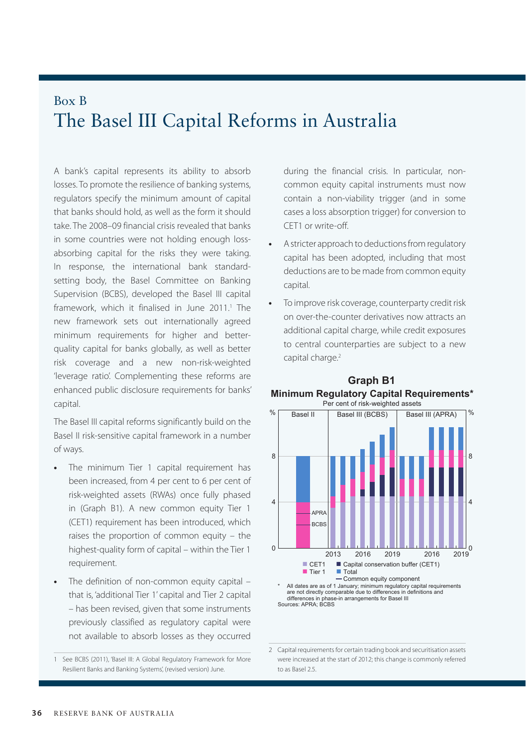# Box B

# The Basel III Capital Reforms in Australia

A bank's capital represents its ability to absorb losses. To promote the resilience of banking systems, regulators specify the minimum amount of capital that banks should hold, as well as the form it should take. The 2008–09 financial crisis revealed that banks in some countries were not holding enough loss-absorbing capital for the risks they were taking. In response, the international bank standard-setting body, the Basel Committee on Banking Supervision (BCBS), developed the Basel III capital framework, which it finalised in June 2011.[1] The new framework sets out internationally agreed minimum requirements for higher and better-quality capital for banks globally, as well as better risk coverage and a new non-risk-weighted 'leverage ratio'. Complementing these reforms are enhanced public disclosure requirements for banks' capital.

The Basel III capital reforms significantly build on the Basel II risk-sensitive capital framework in a number of ways.

- The minimum Tier 1 capital requirement has been increased, from 4 per cent to 6 per cent of risk-weighted assets (RWAs) once fully phased in (Graph B1). A new common equity Tier 1 (CET1) requirement has been introduced, which raises the proportion of common equity – the highest-quality form of capital – within the Tier 1 requirement.
- The definition of non-common equity capital – that is, 'additional Tier 1' capital and Tier 2 capital – has been revised, given that some instruments previously classified as regulatory capital were not available to absorb losses as they occurred during the financial crisis. In particular, non-common equity capital instruments must now contain a non-viability trigger (and in some cases a loss absorption trigger) for conversion to CET1 or write-off.
- A stricter approach to deductions from regulatory capital has been adopted, including that most deductions are to be made from common equity capital.
- To improve risk coverage, counterparty credit risk on over-the-counter derivatives now attracts an additional capital charge, while credit exposures to central counterparties are subject to a new capital charge.[2]

**Graph B1**
**Minimum Regulatory Capital Requirements***
Per cent of risk-weighted assets

Basel II
Basel III (BCBS)
Basel III (APRA)
%
8
4
0
APRA
BCBS
2013
2016
2019
2016
2019

CET1
Tier 1
Capital conservation buffer (CET1)
Total
Common equity component

\* All dates are as of 1 January; minimum regulatory capital requirements are not directly comparable due to differences in definitions and differences in phase-in arrangements for Basel III

Sources: APRA; BCBS

---

1 See BCBS (2011), 'Basel III: A Global Regulatory Framework for More Resilient Banks and Banking Systems', (revised version) June.

2 Capital requirements for certain trading book and securitisation assets were increased at the start of 2012; this change is commonly referred to as Basel 2.5.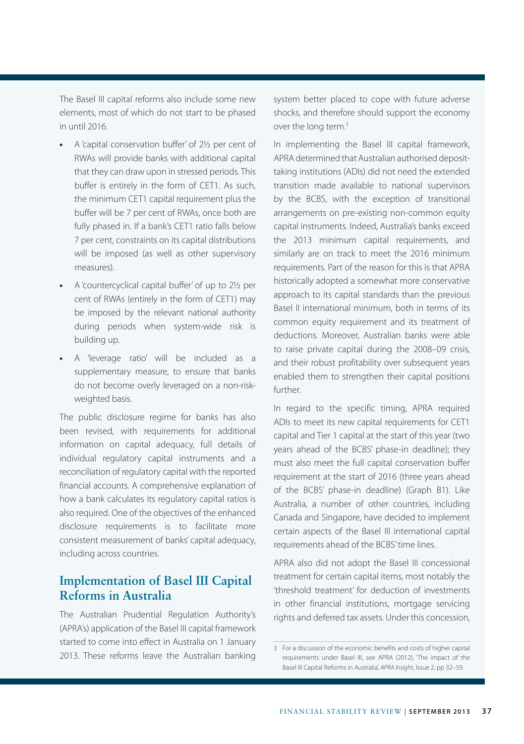The Basel III capital reforms also include some new elements, most of which do not start to be phased in until 2016.

- A 'capital conservation buffer' of 2½ per cent of RWAs will provide banks with additional capital that they can draw upon in stressed periods. This buffer is entirely in the form of CET1. As such, the minimum CET1 capital requirement plus the buffer will be 7 per cent of RWAs, once both are fully phased in. If a bank's CET1 ratio falls below 7 per cent, constraints on its capital distributions will be imposed (as well as other supervisory measures).
- A 'countercyclical capital buffer' of up to 2½ per cent of RWAs (entirely in the form of CET1) may be imposed by the relevant national authority during periods when system-wide risk is building up.
- A 'leverage ratio' will be included as a supplementary measure, to ensure that banks do not become overly leveraged on a non-risk-weighted basis.

The public disclosure regime for banks has also been revised, with requirements for additional information on capital adequacy, full details of individual regulatory capital instruments and a reconciliation of regulatory capital with the reported financial accounts. A comprehensive explanation of how a bank calculates its regulatory capital ratios is also required. One of the objectives of the enhanced disclosure requirements is to facilitate more consistent measurement of banks' capital adequacy, including across countries.

## Implementation of Basel III Capital Reforms in Australia

The Australian Prudential Regulation Authority's (APRA's) application of the Basel III capital framework started to come into effect in Australia on 1 January 2013. These reforms leave the Australian banking system better placed to cope with future adverse shocks, and therefore should support the economy over the long term.[3]

In implementing the Basel III capital framework, APRA determined that Australian authorised deposit-taking institutions (ADIs) did not need the extended transition made available to national supervisors by the BCBS, with the exception of transitional arrangements on pre-existing non-common equity capital instruments. Indeed, Australia's banks exceed the 2013 minimum capital requirements, and similarly are on track to meet the 2016 minimum requirements. Part of the reason for this is that APRA historically adopted a somewhat more conservative approach to its capital standards than the previous Basel II international minimum, both in terms of its common equity requirement and its treatment of deductions. Moreover, Australian banks were able to raise private capital during the 2008–09 crisis, and their robust profitability over subsequent years enabled them to strengthen their capital positions further.

In regard to the specific timing, APRA required ADIs to meet its new capital requirements for CET1 capital and Tier 1 capital at the start of this year (two years ahead of the BCBS' phase-in deadline); they must also meet the full capital conservation buffer requirement at the start of 2016 (three years ahead of the BCBS' phase-in deadline) (Graph B1). Like Australia, a number of other countries, including Canada and Singapore, have decided to implement certain aspects of the Basel III international capital requirements ahead of the BCBS' time lines.

APRA also did not adopt the Basel III concessional treatment for certain capital items, most notably the 'threshold treatment' for deduction of investments in other financial institutions, mortgage servicing rights and deferred tax assets. Under this concession,

3 For a discussion of the economic benefits and costs of higher capital requirements under Basel III, see APRA (2012), 'The impact of the Basel III Capital Reforms in Australia', *APRA Insight*, Issue 2, pp 32–59.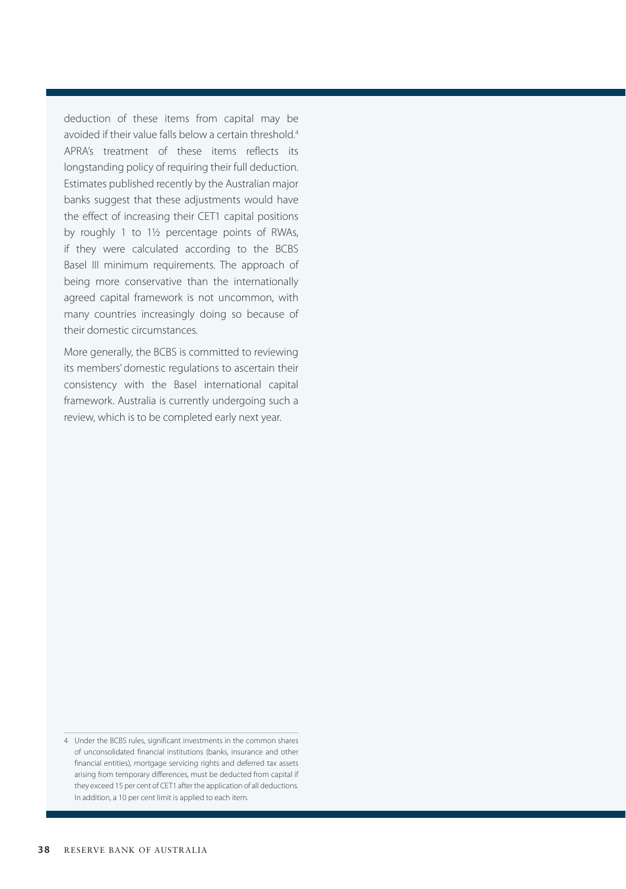deduction of these items from capital may be avoided if their value falls below a certain threshold.[4] APRA's treatment of these items reflects its longstanding policy of requiring their full deduction. Estimates published recently by the Australian major banks suggest that these adjustments would have the effect of increasing their CET1 capital positions by roughly 1 to 1½ percentage points of RWAs, if they were calculated according to the BCBS Basel III minimum requirements. The approach of being more conservative than the internationally agreed capital framework is not uncommon, with many countries increasingly doing so because of their domestic circumstances.

More generally, the BCBS is committed to reviewing its members' domestic regulations to ascertain their consistency with the Basel international capital framework. Australia is currently undergoing such a review, which is to be completed early next year.

---

4 Under the BCBS rules, significant investments in the common shares of unconsolidated financial institutions (banks, insurance and other financial entities), mortgage servicing rights and deferred tax assets arising from temporary differences, must be deducted from capital if they exceed 15 per cent of CET1 after the application of all deductions. In addition, a 10 per cent limit is applied to each item.